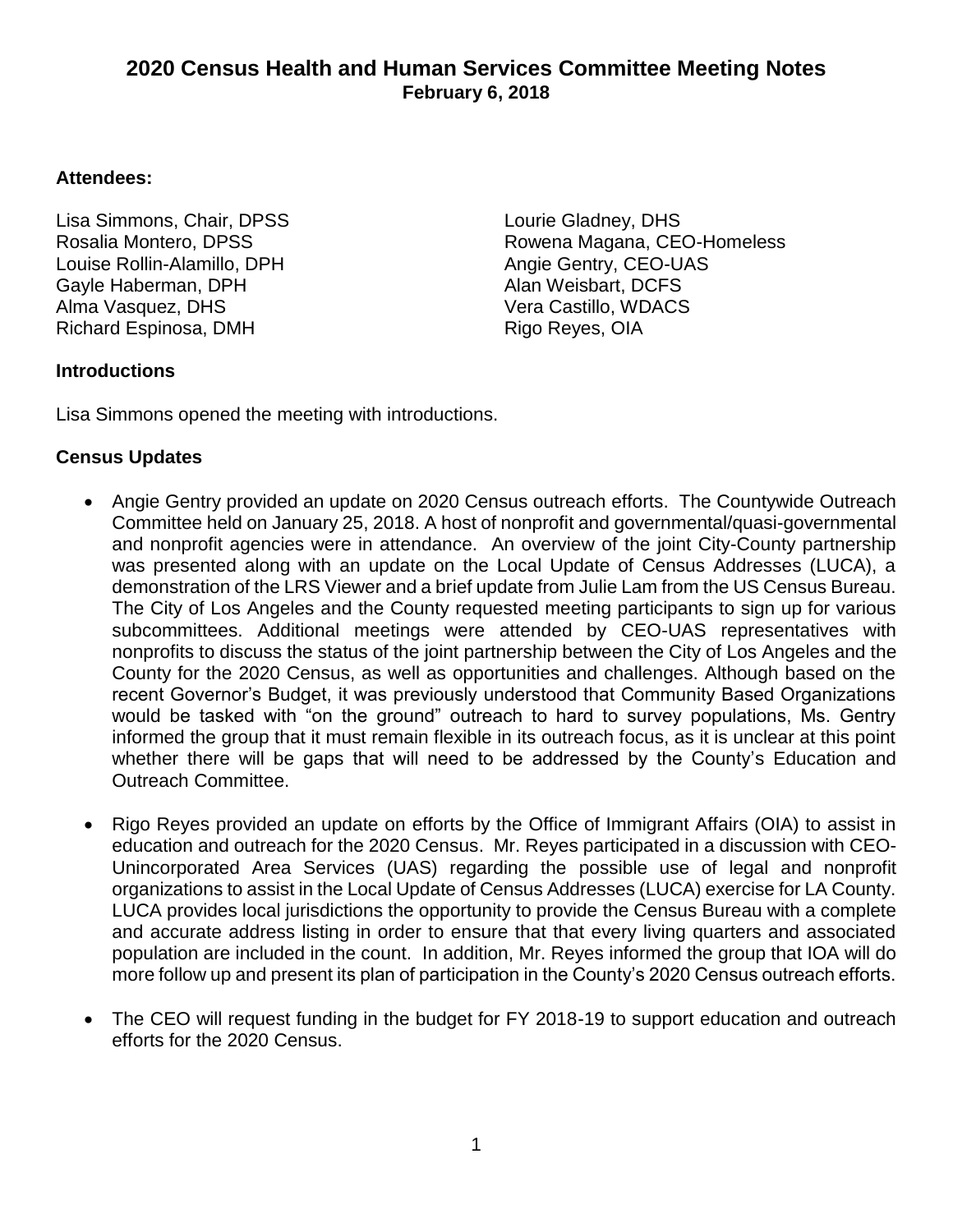# 2020 Census Health and Human Services Committee Meeting Notes

**February 6, 2018**

**Attendees:**

Lisa Simmons, Chair, DPSS
Rosalia Montero, DPSS
Louise Rollin-Alamillo, DPH
Gayle Haberman, DPH
Alma Vasquez, DHS
Richard Espinosa, DMH
Lourie Gladney, DHS
Rowena Magana, CEO-Homeless
Angie Gentry, CEO-UAS
Alan Weisbart, DCFS
Vera Castillo, WDACS
Rigo Reyes, OIA

**Introductions**

Lisa Simmons opened the meeting with introductions.

**Census Updates**

- Angie Gentry provided an update on 2020 Census outreach efforts. The Countywide Outreach Committee held on January 25, 2018. A host of nonprofit and governmental/quasi-governmental and nonprofit agencies were in attendance. An overview of the joint City-County partnership was presented along with an update on the Local Update of Census Addresses (LUCA), a demonstration of the LRS Viewer and a brief update from Julie Lam from the US Census Bureau. The City of Los Angeles and the County requested meeting participants to sign up for various subcommittees. Additional meetings were attended by CEO-UAS representatives with nonprofits to discuss the status of the joint partnership between the City of Los Angeles and the County for the 2020 Census, as well as opportunities and challenges. Although based on the recent Governor's Budget, it was previously understood that Community Based Organizations would be tasked with "on the ground" outreach to hard to survey populations, Ms. Gentry informed the group that it must remain flexible in its outreach focus, as it is unclear at this point whether there will be gaps that will need to be addressed by the County's Education and Outreach Committee.

- Rigo Reyes provided an update on efforts by the Office of Immigrant Affairs (OIA) to assist in education and outreach for the 2020 Census. Mr. Reyes participated in a discussion with CEO-Unincorporated Area Services (UAS) regarding the possible use of legal and nonprofit organizations to assist in the Local Update of Census Addresses (LUCA) exercise for LA County. LUCA provides local jurisdictions the opportunity to provide the Census Bureau with a complete and accurate address listing in order to ensure that that every living quarters and associated population are included in the count. In addition, Mr. Reyes informed the group that IOA will do more follow up and present its plan of participation in the County's 2020 Census outreach efforts.

- The CEO will request funding in the budget for FY 2018-19 to support education and outreach efforts for the 2020 Census.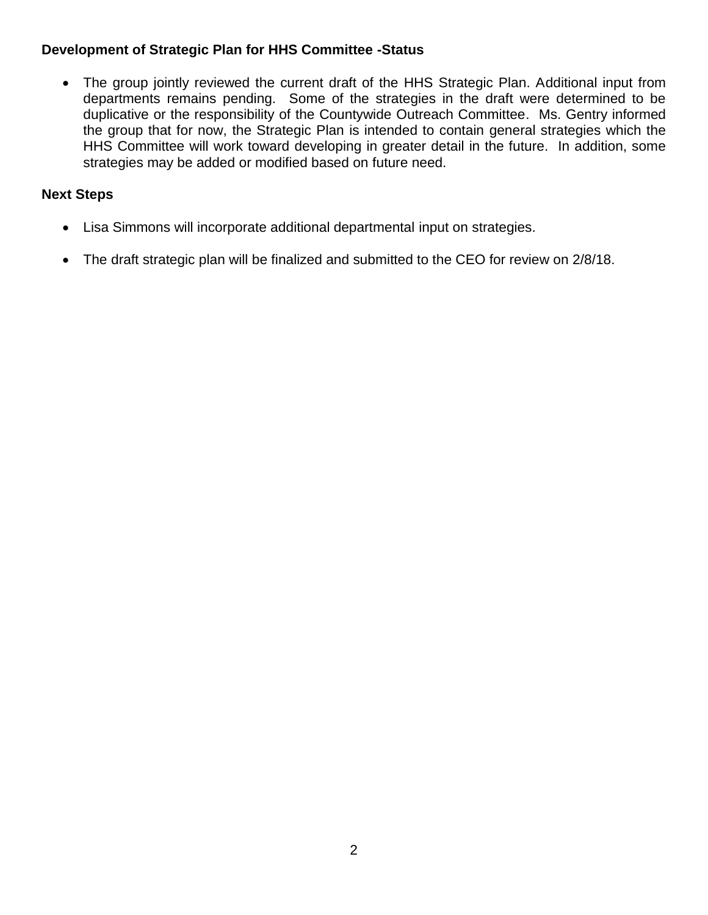**Development of Strategic Plan for HHS Committee -Status**

- The group jointly reviewed the current draft of the HHS Strategic Plan. Additional input from departments remains pending. Some of the strategies in the draft were determined to be duplicative or the responsibility of the Countywide Outreach Committee. Ms. Gentry informed the group that for now, the Strategic Plan is intended to contain general strategies which the HHS Committee will work toward developing in greater detail in the future. In addition, some strategies may be added or modified based on future need.

**Next Steps**

- Lisa Simmons will incorporate additional departmental input on strategies.

- The draft strategic plan will be finalized and submitted to the CEO for review on 2/8/18.